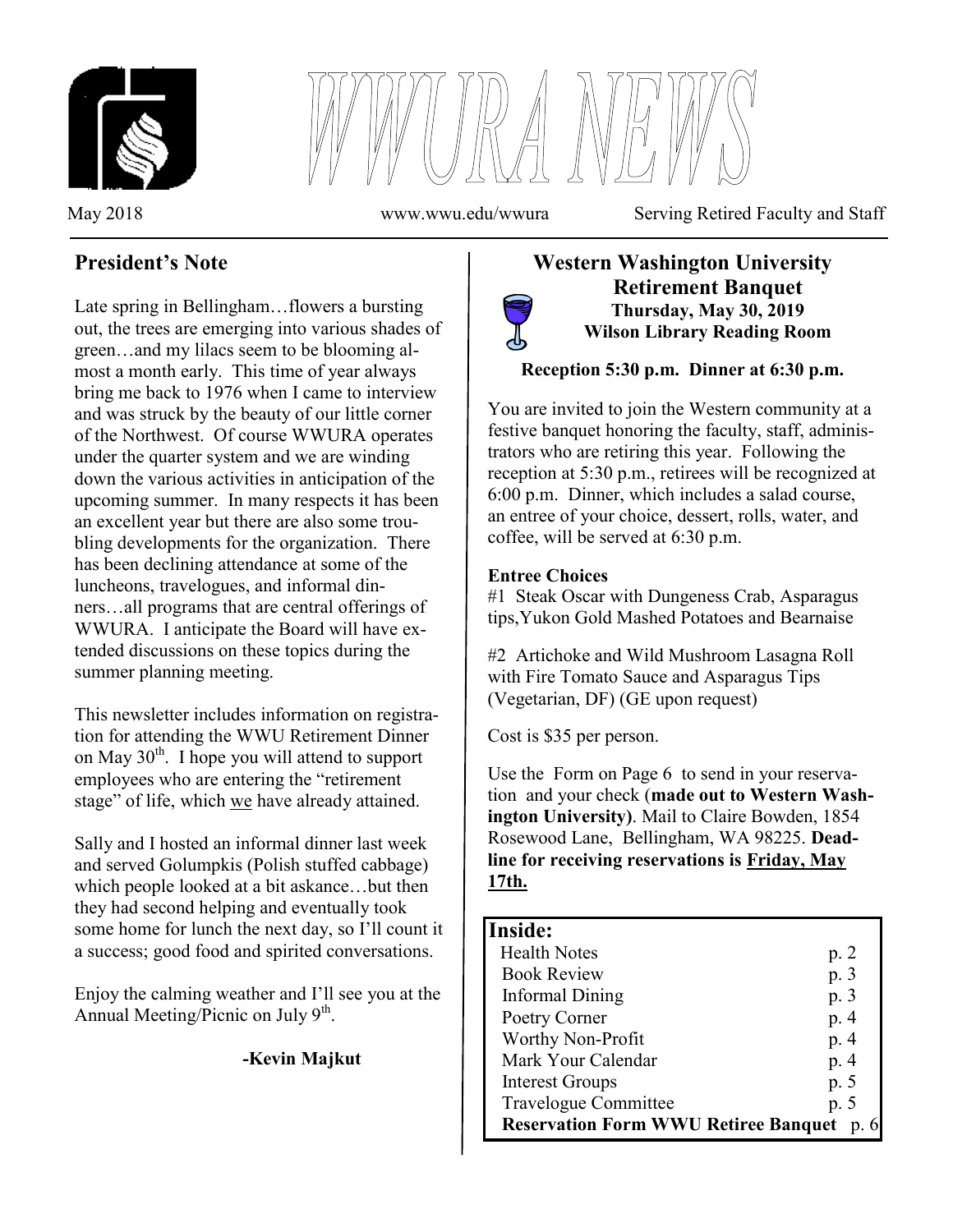# WWURA NEWS

May 2018 www.wwu.edu/wwura Serving Retired Faculty and Staff

## President's Note

Late spring in Bellingham…flowers a bursting out, the trees are emerging into various shades of green…and my lilacs seem to be blooming almost a month early. This time of year always bring me back to 1976 when I came to interview and was struck by the beauty of our little corner of the Northwest. Of course WWURA operates under the quarter system and we are winding down the various activities in anticipation of the upcoming summer. In many respects it has been an excellent year but there are also some troubling developments for the organization. There has been declining attendance at some of the luncheons, travelogues, and informal dinners…all programs that are central offerings of WWURA. I anticipate the Board will have extended discussions on these topics during the summer planning meeting.

This newsletter includes information on registration for attending the WWU Retirement Dinner on May 30th. I hope you will attend to support employees who are entering the "retirement stage" of life, which <u>we</u> have already attained.

Sally and I hosted an informal dinner last week and served Golumpkis (Polish stuffed cabbage) which people looked at a bit askance…but then they had second helping and eventually took some home for lunch the next day, so I'll count it a success; good food and spirited conversations.

Enjoy the calming weather and I'll see you at the Annual Meeting/Picnic on July 9th.

**-Kevin Majkut**

## Western Washington University Retirement Banquet

**Thursday, May 30, 2019**
**Wilson Library Reading Room**

**Reception 5:30 p.m. Dinner at 6:30 p.m.**

You are invited to join the Western community at a festive banquet honoring the faculty, staff, administrators who are retiring this year. Following the reception at 5:30 p.m., retirees will be recognized at 6:00 p.m. Dinner, which includes a salad course, an entree of your choice, dessert, rolls, water, and coffee, will be served at 6:30 p.m.

**Entree Choices**

#1 Steak Oscar with Dungeness Crab, Asparagus tips,Yukon Gold Mashed Potatoes and Bearnaise

#2 Artichoke and Wild Mushroom Lasagna Roll with Fire Tomato Sauce and Asparagus Tips (Vegetarian, DF) (GE upon request)

Cost is $35 per person.

Use the Form on Page 6 to send in your reservation and your check (**made out to Western Washington University)**. Mail to Claire Bowden, 1854 Rosewood Lane, Bellingham, WA 98225. **Deadline for receiving reservations is <u>Friday, May 17th.</u>**

## Inside:

| | |
|---|---|
| Health Notes | p. 2 |
| Book Review | p. 3 |
| Informal Dining | p. 3 |
| Poetry Corner | p. 4 |
| Worthy Non-Profit | p. 4 |
| Mark Your Calendar | p. 4 |
| Interest Groups | p. 5 |
| Travelogue Committee | p. 5 |
| **Reservation Form WWU Retiree Banquet** | p. 6 |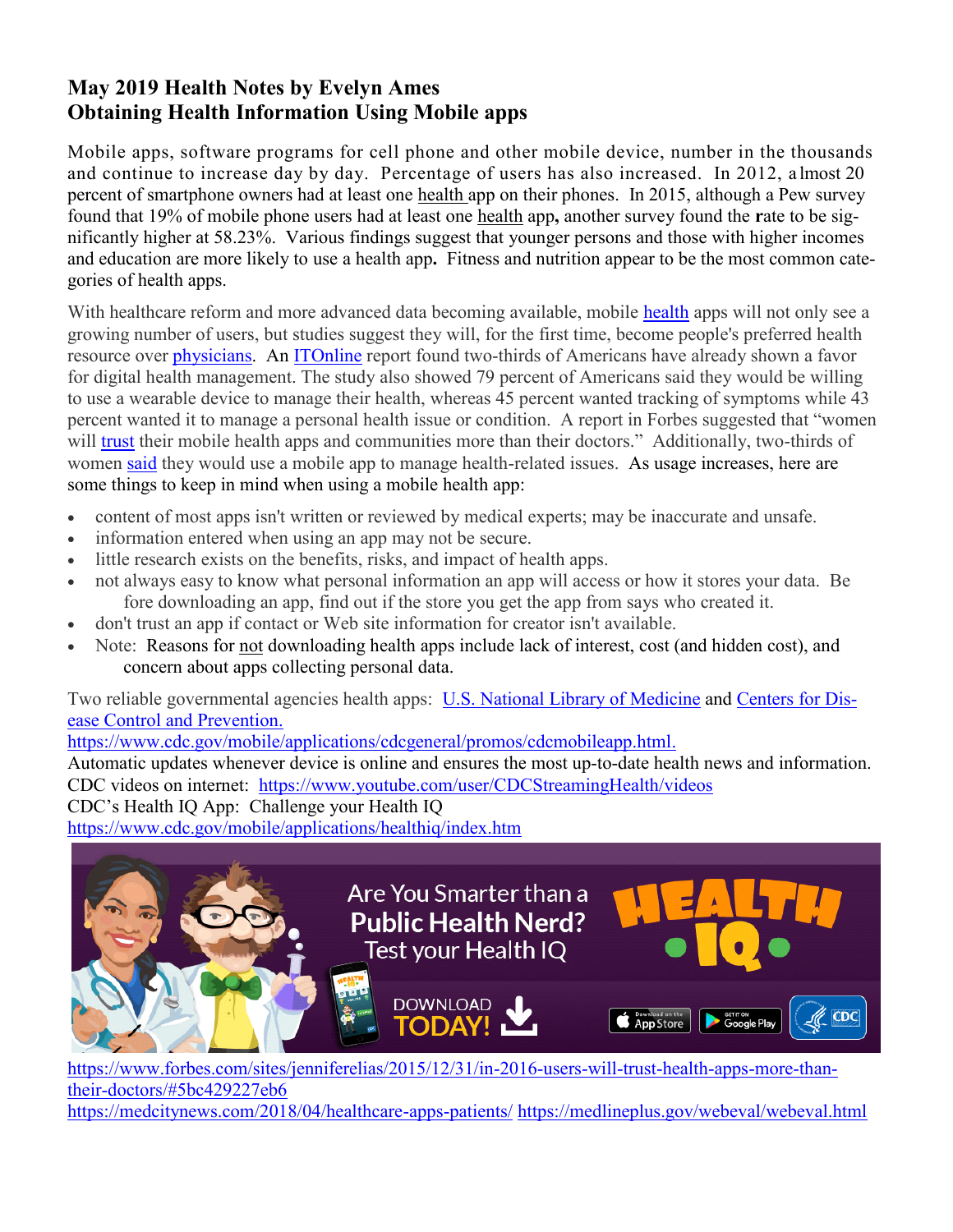## May 2019 Health Notes by Evelyn Ames
## Obtaining Health Information Using Mobile apps

Mobile apps, software programs for cell phone and other mobile device, number in the thousands and continue to increase day by day. Percentage of users has also increased. In 2012, almost 20 percent of smartphone owners had at least one health app on their phones. In 2015, although a Pew survey found that 19% of mobile phone users had at least one health app, another survey found the rate to be significantly higher at 58.23%. Various findings suggest that younger persons and those with higher incomes and education are more likely to use a health app. Fitness and nutrition appear to be the most common categories of health apps.

With healthcare reform and more advanced data becoming available, mobile health apps will not only see a growing number of users, but studies suggest they will, for the first time, become people's preferred health resource over physicians. An ITOnline report found two-thirds of Americans have already shown a favor for digital health management. The study also showed 79 percent of Americans said they would be willing to use a wearable device to manage their health, whereas 45 percent wanted tracking of symptoms while 43 percent wanted it to manage a personal health issue or condition. A report in Forbes suggested that "women will trust their mobile health apps and communities more than their doctors." Additionally, two-thirds of women said they would use a mobile app to manage health-related issues. As usage increases, here are some things to keep in mind when using a mobile health app:

- content of most apps isn't written or reviewed by medical experts; may be inaccurate and unsafe.
- information entered when using an app may not be secure.
- little research exists on the benefits, risks, and impact of health apps.
- not always easy to know what personal information an app will access or how it stores your data. Before downloading an app, find out if the store you get the app from says who created it.
- don't trust an app if contact or Web site information for creator isn't available.
- Note: Reasons for not downloading health apps include lack of interest, cost (and hidden cost), and concern about apps collecting personal data.

Two reliable governmental agencies health apps: U.S. National Library of Medicine and Centers for Disease Control and Prevention.
https://www.cdc.gov/mobile/applications/cdcgeneral/promos/cdcmobileapp.html.
Automatic updates whenever device is online and ensures the most up-to-date health news and information.
CDC videos on internet: https://www.youtube.com/user/CDCStreamingHealth/videos
CDC's Health IQ App: Challenge your Health IQ
https://www.cdc.gov/mobile/applications/healthiq/index.htm

Are You Smarter than a Public Health Nerd? Test your Health IQ
HEALTH IQ
DOWNLOAD TODAY!

https://www.forbes.com/sites/jenniferelias/2015/12/31/in-2016-users-will-trust-health-apps-more-than-their-doctors/#5bc429227eb6
https://medcitynews.com/2018/04/healthcare-apps-patients/ https://medlineplus.gov/webeval/webeval.html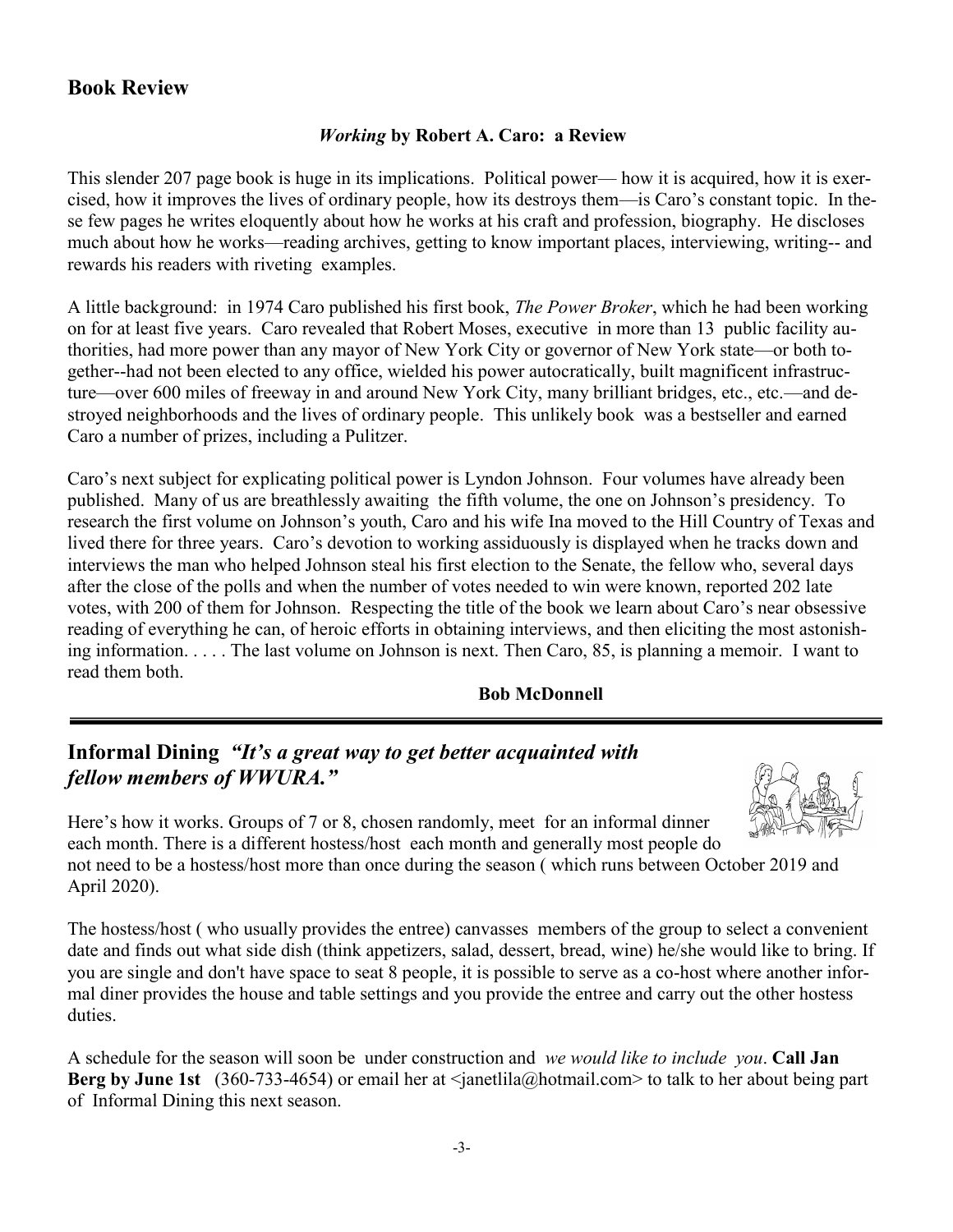## Book Review

### ***Working* by Robert A. Caro: a Review**

This slender 207 page book is huge in its implications. Political power— how it is acquired, how it is exercised, how it improves the lives of ordinary people, how its destroys them—is Caro's constant topic. In these few pages he writes eloquently about how he works at his craft and profession, biography. He discloses much about how he works—reading archives, getting to know important places, interviewing, writing-- and rewards his readers with riveting examples.

A little background: in 1974 Caro published his first book, *The Power Broker*, which he had been working on for at least five years. Caro revealed that Robert Moses, executive in more than 13 public facility authorities, had more power than any mayor of New York City or governor of New York state—or both together--had not been elected to any office, wielded his power autocratically, built magnificent infrastructure—over 600 miles of freeway in and around New York City, many brilliant bridges, etc., etc.—and destroyed neighborhoods and the lives of ordinary people. This unlikely book was a bestseller and earned Caro a number of prizes, including a Pulitzer.

Caro's next subject for explicating political power is Lyndon Johnson. Four volumes have already been published. Many of us are breathlessly awaiting the fifth volume, the one on Johnson's presidency. To research the first volume on Johnson's youth, Caro and his wife Ina moved to the Hill Country of Texas and lived there for three years. Caro's devotion to working assiduously is displayed when he tracks down and interviews the man who helped Johnson steal his first election to the Senate, the fellow who, several days after the close of the polls and when the number of votes needed to win were known, reported 202 late votes, with 200 of them for Johnson. Respecting the title of the book we learn about Caro's near obsessive reading of everything he can, of heroic efforts in obtaining interviews, and then eliciting the most astonishing information. . . . . The last volume on Johnson is next. Then Caro, 85, is planning a memoir. I want to read them both.

**Bob McDonnell**

---

## Informal Dining *"It's a great way to get better acquainted with fellow members of WWURA."*

Here's how it works. Groups of 7 or 8, chosen randomly, meet for an informal dinner each month. There is a different hostess/host each month and generally most people do not need to be a hostess/host more than once during the season ( which runs between October 2019 and April 2020).

The hostess/host ( who usually provides the entree) canvasses members of the group to select a convenient date and finds out what side dish (think appetizers, salad, dessert, bread, wine) he/she would like to bring. If you are single and don't have space to seat 8 people, it is possible to serve as a co-host where another informal diner provides the house and table settings and you provide the entree and carry out the other hostess duties.

A schedule for the season will soon be under construction and *we would like to include you*. **Call Jan Berg by June 1st** (360-733-4654) or email her at <janetlila@hotmail.com> to talk to her about being part of Informal Dining this next season.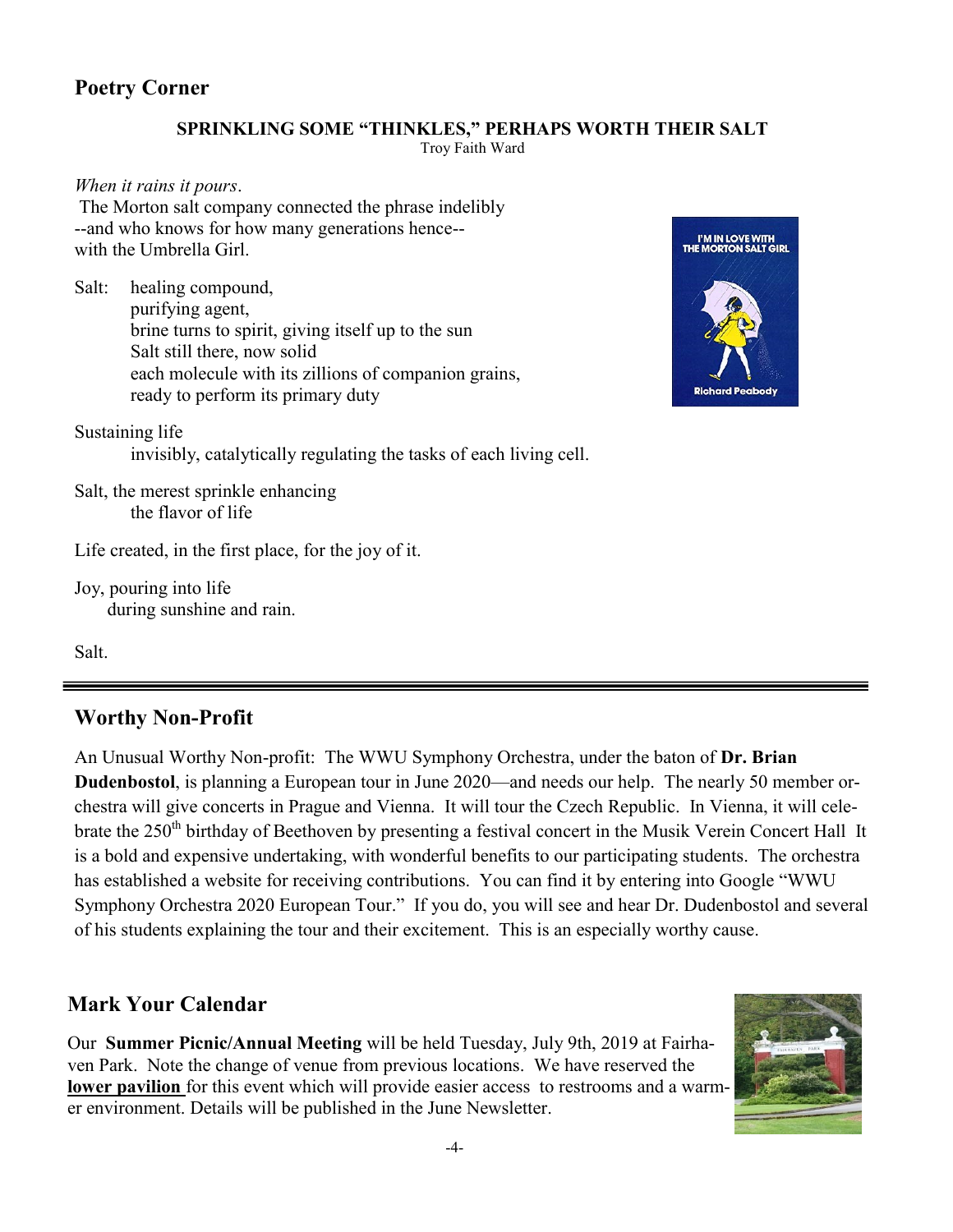## Poetry Corner

**SPRINKLING SOME "THINKLES," PERHAPS WORTH THEIR SALT**

Troy Faith Ward

*When it rains it pours*.
The Morton salt company connected the phrase indelibly
--and who knows for how many generations hence--
with the Umbrella Girl.

Salt: healing compound,
purifying agent,
brine turns to spirit, giving itself up to the sun
Salt still there, now solid
each molecule with its zillions of companion grains,
ready to perform its primary duty

Sustaining life
invisibly, catalytically regulating the tasks of each living cell.

Salt, the merest sprinkle enhancing
the flavor of life

Life created, in the first place, for the joy of it.

Joy, pouring into life
during sunshine and rain.

Salt.

## Worthy Non-Profit

An Unusual Worthy Non-profit: The WWU Symphony Orchestra, under the baton of **Dr. Brian Dudenbostol**, is planning a European tour in June 2020—and needs our help. The nearly 50 member orchestra will give concerts in Prague and Vienna. It will tour the Czech Republic. In Vienna, it will celebrate the 250th birthday of Beethoven by presenting a festival concert in the Musik Verein Concert Hall It is a bold and expensive undertaking, with wonderful benefits to our participating students. The orchestra has established a website for receiving contributions. You can find it by entering into Google "WWU Symphony Orchestra 2020 European Tour." If you do, you will see and hear Dr. Dudenbostol and several of his students explaining the tour and their excitement. This is an especially worthy cause.

## Mark Your Calendar

Our **Summer Picnic/Annual Meeting** will be held Tuesday, July 9th, 2019 at Fairhaven Park. Note the change of venue from previous locations. We have reserved the **lower pavilion** for this event which will provide easier access to restrooms and a warmer environment. Details will be published in the June Newsletter.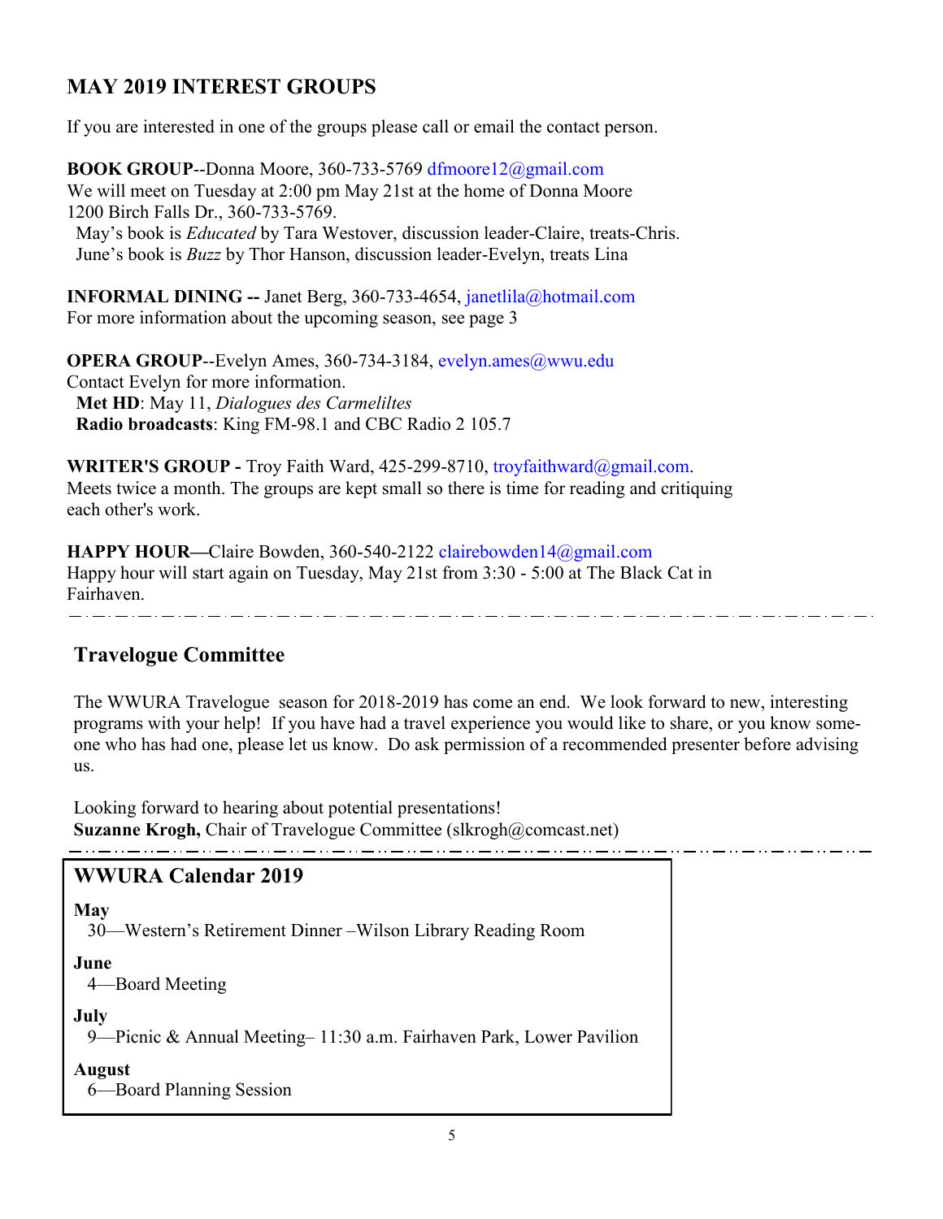## MAY 2019 INTEREST GROUPS

If you are interested in one of the groups please call or email the contact person.

**BOOK GROUP**--Donna Moore, 360-733-5769 dfmoore12@gmail.com
We will meet on Tuesday at 2:00 pm May 21st at the home of Donna Moore 1200 Birch Falls Dr., 360-733-5769.
May's book is *Educated* by Tara Westover, discussion leader-Claire, treats-Chris.
June's book is *Buzz* by Thor Hanson, discussion leader-Evelyn, treats Lina

**INFORMAL DINING --** Janet Berg, 360-733-4654, janetlila@hotmail.com
For more information about the upcoming season, see page 3

**OPERA GROUP**--Evelyn Ames, 360-734-3184, evelyn.ames@wwu.edu
Contact Evelyn for more information.
**Met HD**: May 11, *Dialogues des Carmelíltes*
**Radio broadcasts**: King FM-98.1 and CBC Radio 2 105.7

**WRITER'S GROUP -** Troy Faith Ward, 425-299-8710, troyfaithward@gmail.com.
Meets twice a month. The groups are kept small so there is time for reading and critiquing each other's work.

**HAPPY HOUR—**Claire Bowden, 360-540-2122 clairebowden14@gmail.com
Happy hour will start again on Tuesday, May 21st from 3:30 - 5:00 at The Black Cat in Fairhaven.

---

## Travelogue Committee

The WWURA Travelogue season for 2018-2019 has come an end. We look forward to new, interesting programs with your help! If you have had a travel experience you would like to share, or you know someone who has had one, please let us know. Do ask permission of a recommended presenter before advising us.

Looking forward to hearing about potential presentations!
**Suzanne Krogh,** Chair of Travelogue Committee (slkrogh@comcast.net)

---

## WWURA Calendar 2019

**May**
30—Western's Retirement Dinner –Wilson Library Reading Room

**June**
4—Board Meeting

**July**
9—Picnic & Annual Meeting– 11:30 a.m. Fairhaven Park, Lower Pavilion

**August**
6—Board Planning Session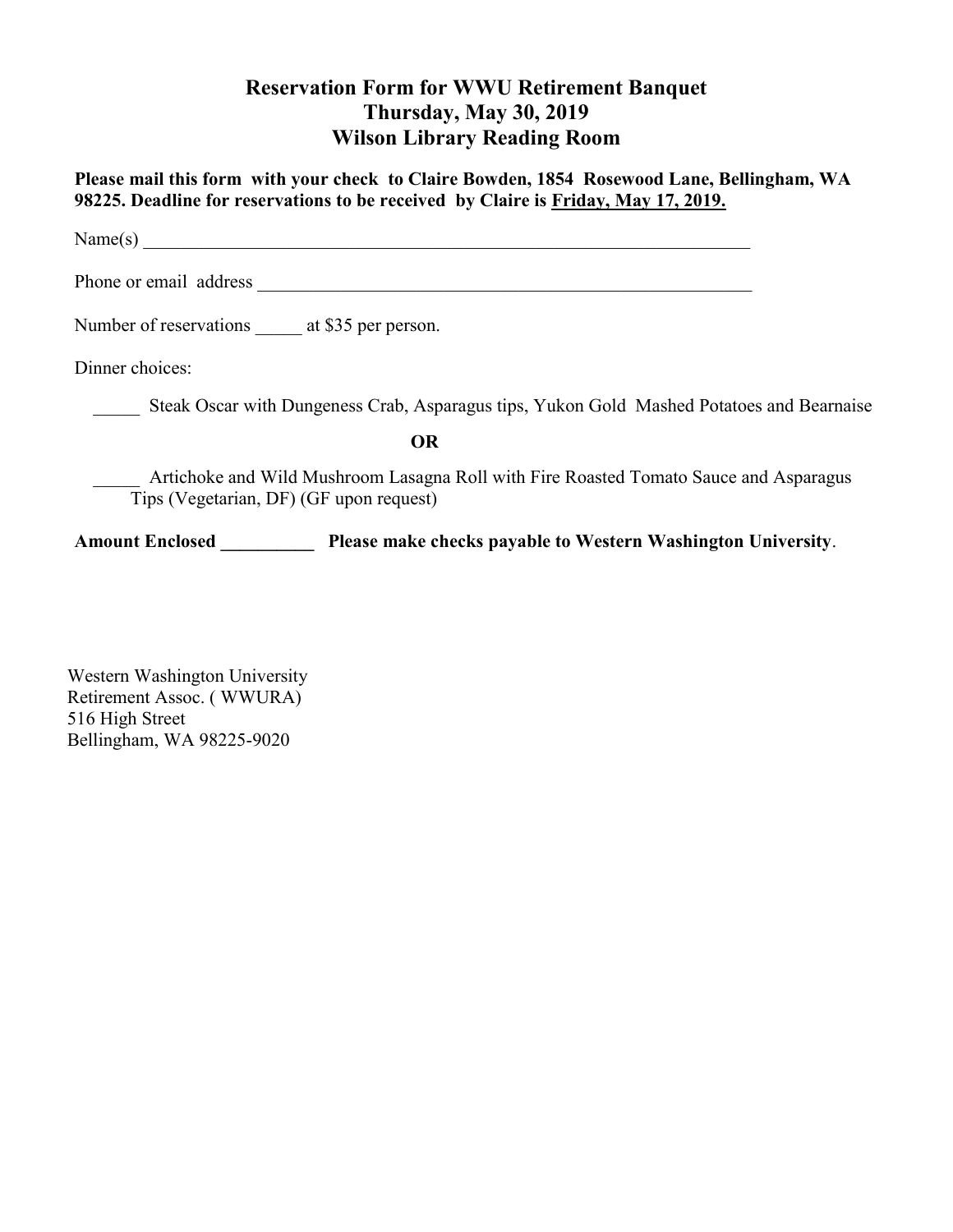# Reservation Form for WWU Retirement Banquet
# Thursday, May 30, 2019
# Wilson Library Reading Room

**Please mail this form with your check to Claire Bowden, 1854 Rosewood Lane, Bellingham, WA 98225. Deadline for reservations to be received by Claire is <u>Friday, May 17, 2019.</u>**

Name(s) ______________________________________________________________________

Phone or email address ________________________________________________________

Number of reservations _____ at $35 per person.

Dinner choices:

_____ Steak Oscar with Dungeness Crab, Asparagus tips, Yukon Gold Mashed Potatoes and Bearnaise

**OR**

_____ Artichoke and Wild Mushroom Lasagna Roll with Fire Roasted Tomato Sauce and Asparagus Tips (Vegetarian, DF) (GF upon request)

**Amount Enclosed __________ Please make checks payable to Western Washington University**.

Western Washington University
Retirement Assoc. ( WWURA)
516 High Street
Bellingham, WA 98225-9020